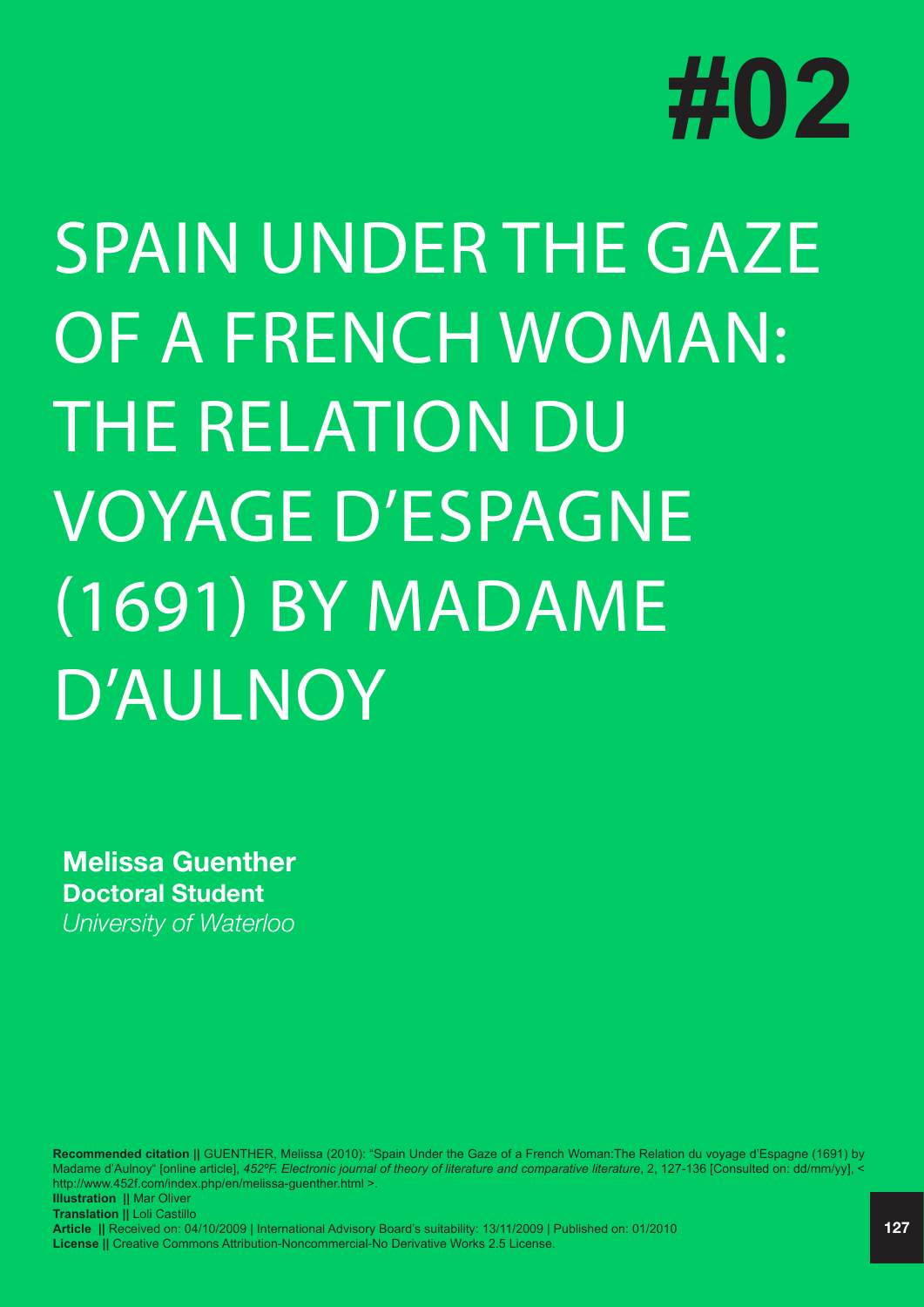#02

# SPAIN UNDER THE GAZE OF A FRENCH WOMAN: THE RELATION DU VOYAGE D'ESPAGNE (1691) BY MADAME D'AULNOY

**Melissa Guenther**
**Doctoral Student**
*University of Waterloo*

**Recommended citation ||** GUENTHER, Melissa (2010): "Spain Under the Gaze of a French Woman:The Relation du voyage d'Espagne (1691) by Madame d'Aulnoy" [online article], *452ºF. Electronic journal of theory of literature and comparative literature*, 2, 127-136 [Consulted on: dd/mm/yy], < http://www.452f.com/index.php/en/melissa-guenther.html >.
**Illustration ||** Mar Oliver
**Translation ||** Loli Castillo
**Article ||** Received on: 04/10/2009 | International Advisory Board's suitability: 13/11/2009 | Published on: 01/2010
**License ||** Creative Commons Attribution-Noncommercial-No Derivative Works 2.5 License.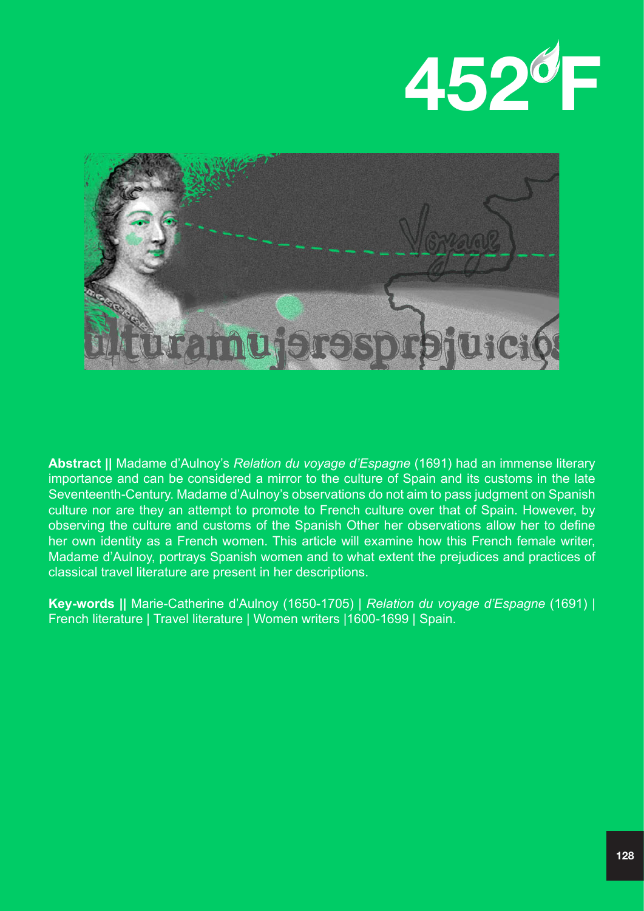**Abstract ||** Madame d'Aulnoy's *Relation du voyage d'Espagne* (1691) had an immense literary importance and can be considered a mirror to the culture of Spain and its customs in the late Seventeenth-Century. Madame d'Aulnoy's observations do not aim to pass judgment on Spanish culture nor are they an attempt to promote to French culture over that of Spain. However, by observing the culture and customs of the Spanish Other her observations allow her to define her own identity as a French women. This article will examine how this French female writer, Madame d'Aulnoy, portrays Spanish women and to what extent the prejudices and practices of classical travel literature are present in her descriptions.

**Key-words ||** Marie-Catherine d'Aulnoy (1650-1705) | *Relation du voyage d'Espagne* (1691) | French literature | Travel literature | Women writers |1600-1699 | Spain.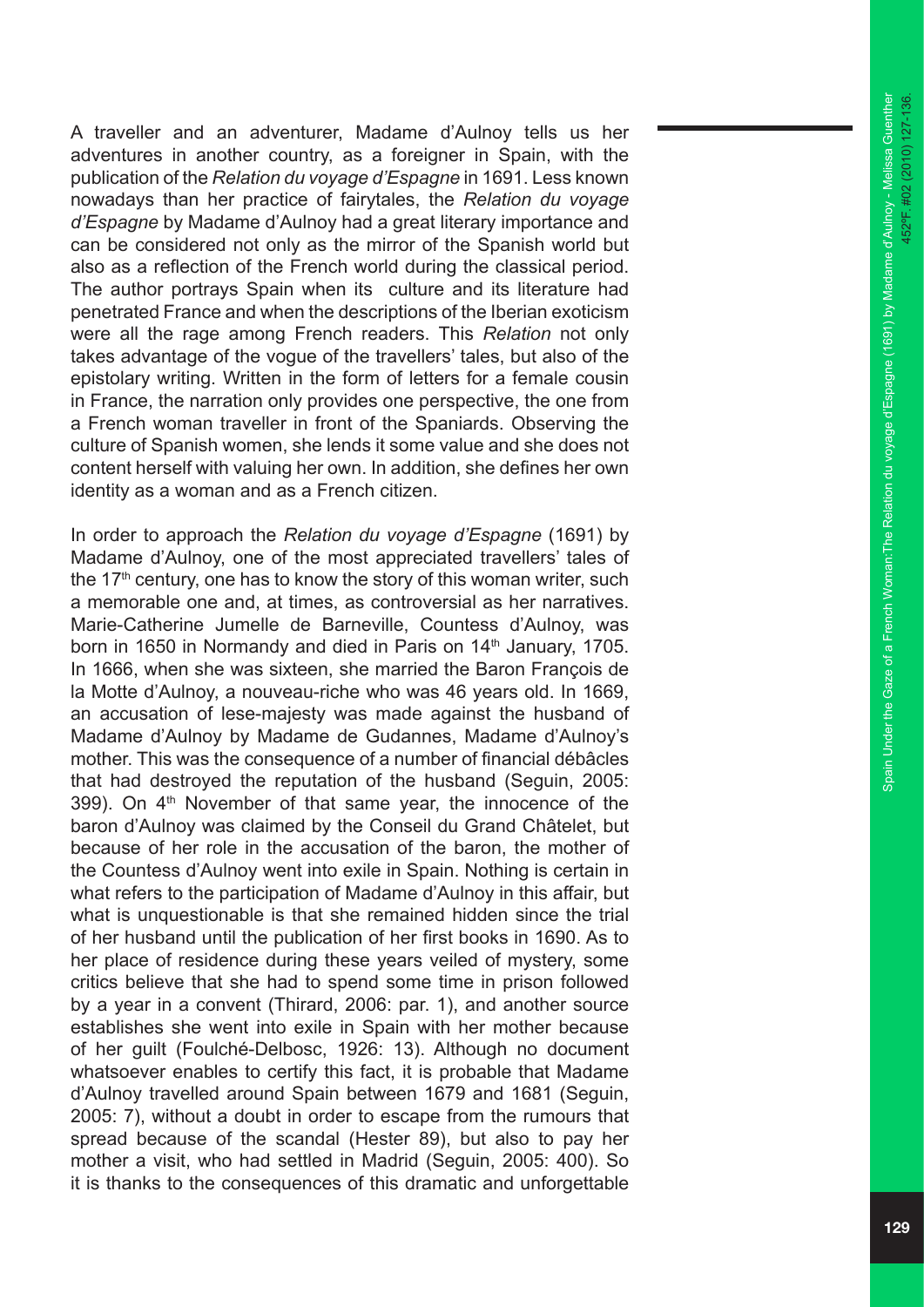A traveller and an adventurer, Madame d'Aulnoy tells us her adventures in another country, as a foreigner in Spain, with the publication of the *Relation du voyage d'Espagne* in 1691. Less known nowadays than her practice of fairytales, the *Relation du voyage d'Espagne* by Madame d'Aulnoy had a great literary importance and can be considered not only as the mirror of the Spanish world but also as a reflection of the French world during the classical period. The author portrays Spain when its culture and its literature had penetrated France and when the descriptions of the Iberian exoticism were all the rage among French readers. This *Relation* not only takes advantage of the vogue of the travellers' tales, but also of the epistolary writing. Written in the form of letters for a female cousin in France, the narration only provides one perspective, the one from a French woman traveller in front of the Spaniards. Observing the culture of Spanish women, she lends it some value and she does not content herself with valuing her own. In addition, she defines her own identity as a woman and as a French citizen.

In order to approach the *Relation du voyage d'Espagne* (1691) by Madame d'Aulnoy, one of the most appreciated travellers' tales of the 17th century, one has to know the story of this woman writer, such a memorable one and, at times, as controversial as her narratives. Marie-Catherine Jumelle de Barneville, Countess d'Aulnoy, was born in 1650 in Normandy and died in Paris on 14th January, 1705. In 1666, when she was sixteen, she married the Baron François de la Motte d'Aulnoy, a nouveau-riche who was 46 years old. In 1669, an accusation of lese-majesty was made against the husband of Madame d'Aulnoy by Madame de Gudannes, Madame d'Aulnoy's mother. This was the consequence of a number of financial débâcles that had destroyed the reputation of the husband (Seguin, 2005: 399). On 4th November of that same year, the innocence of the baron d'Aulnoy was claimed by the Conseil du Grand Châtelet, but because of her role in the accusation of the baron, the mother of the Countess d'Aulnoy went into exile in Spain. Nothing is certain in what refers to the participation of Madame d'Aulnoy in this affair, but what is unquestionable is that she remained hidden since the trial of her husband until the publication of her first books in 1690. As to her place of residence during these years veiled of mystery, some critics believe that she had to spend some time in prison followed by a year in a convent (Thirard, 2006: par. 1), and another source establishes she went into exile in Spain with her mother because of her guilt (Foulché-Delbosc, 1926: 13). Although no document whatsoever enables to certify this fact, it is probable that Madame d'Aulnoy travelled around Spain between 1679 and 1681 (Seguin, 2005: 7), without a doubt in order to escape from the rumours that spread because of the scandal (Hester 89), but also to pay her mother a visit, who had settled in Madrid (Seguin, 2005: 400). So it is thanks to the consequences of this dramatic and unforgettable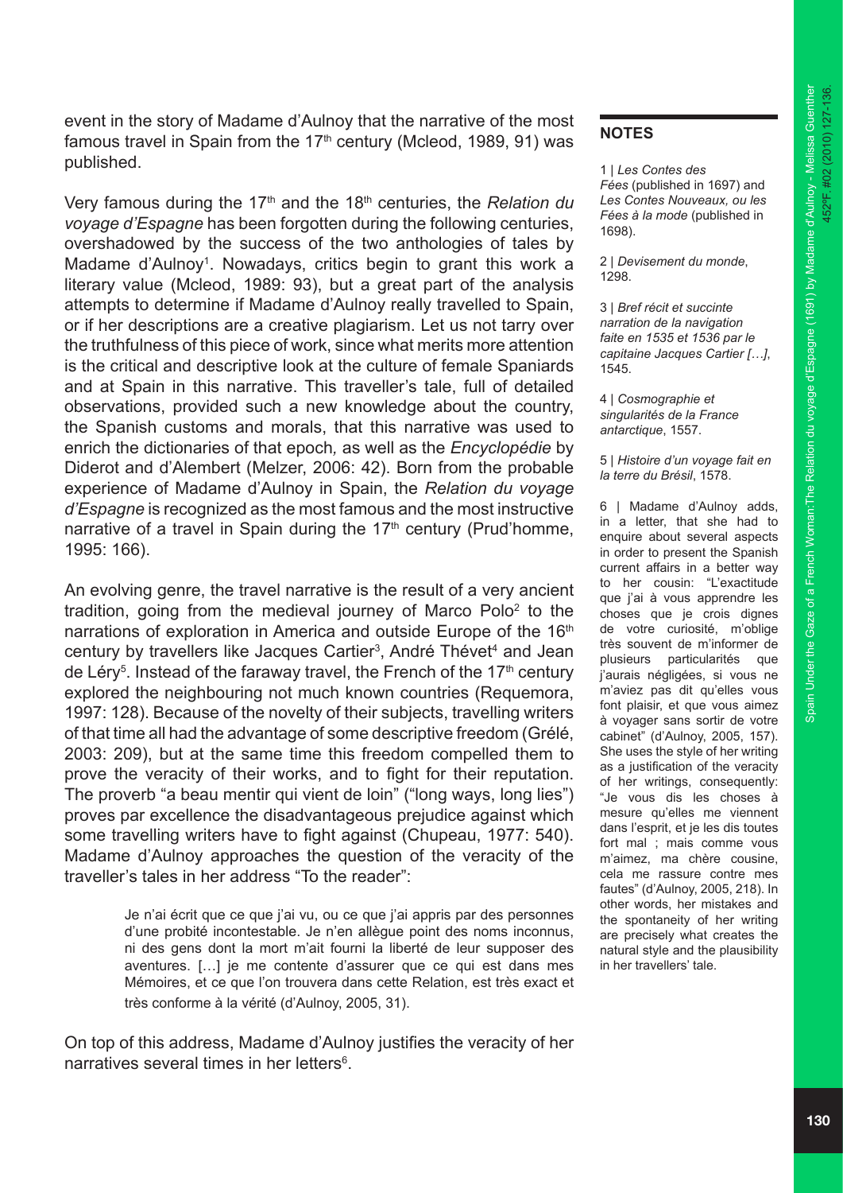event in the story of Madame d'Aulnoy that the narrative of the most famous travel in Spain from the 17th century (Mcleod, 1989, 91) was published.

Very famous during the 17th and the 18th centuries, the *Relation du voyage d'Espagne* has been forgotten during the following centuries, overshadowed by the success of the two anthologies of tales by Madame d'Aulnoy[1]. Nowadays, critics begin to grant this work a literary value (Mcleod, 1989: 93), but a great part of the analysis attempts to determine if Madame d'Aulnoy really travelled to Spain, or if her descriptions are a creative plagiarism. Let us not tarry over the truthfulness of this piece of work, since what merits more attention is the critical and descriptive look at the culture of female Spaniards and at Spain in this narrative. This traveller's tale, full of detailed observations, provided such a new knowledge about the country, the Spanish customs and morals, that this narrative was used to enrich the dictionaries of that epoch*,* as well as the *Encyclopédie* by Diderot and d'Alembert (Melzer, 2006: 42). Born from the probable experience of Madame d'Aulnoy in Spain, the *Relation du voyage d'Espagne* is recognized as the most famous and the most instructive narrative of a travel in Spain during the 17th century (Prud'homme, 1995: 166).

An evolving genre, the travel narrative is the result of a very ancient tradition, going from the medieval journey of Marco Polo[2] to the narrations of exploration in America and outside Europe of the 16th century by travellers like Jacques Cartier[3], André Thévet[4] and Jean de Léry[5]. Instead of the faraway travel, the French of the 17th century explored the neighbouring not much known countries (Requemora, 1997: 128). Because of the novelty of their subjects, travelling writers of that time all had the advantage of some descriptive freedom (Grélé, 2003: 209), but at the same time this freedom compelled them to prove the veracity of their works, and to fight for their reputation. The proverb "a beau mentir qui vient de loin" ("long ways, long lies") proves par excellence the disadvantageous prejudice against which some travelling writers have to fight against (Chupeau, 1977: 540). Madame d'Aulnoy approaches the question of the veracity of the traveller's tales in her address "To the reader":

> Je n'ai écrit que ce que j'ai vu, ou ce que j'ai appris par des personnes d'une probité incontestable. Je n'en allègue point des noms inconnus, ni des gens dont la mort m'ait fourni la liberté de leur supposer des aventures. […] je me contente d'assurer que ce qui est dans mes Mémoires, et ce que l'on trouvera dans cette Relation, est très exact et très conforme à la vérité (d'Aulnoy, 2005, 31).

On top of this address, Madame d'Aulnoy justifies the veracity of her narratives several times in her letters[6].

## NOTES

1 | *Les Contes des Fées* (published in 1697) and *Les Contes Nouveaux, ou les Fées à la mode* (published in 1698).

2 | *Devisement du monde*, 1298.

3 | *Bref récit et succinte narration de la navigation faite en 1535 et 1536 par le capitaine Jacques Cartier […]*, 1545.

4 | *Cosmographie et singularités de la France antarctique*, 1557.

5 | *Histoire d'un voyage fait en la terre du Brésil*, 1578.

6 | Madame d'Aulnoy adds, in a letter, that she had to enquire about several aspects in order to present the Spanish current affairs in a better way to her cousin: "L'exactitude que j'ai à vous apprendre les choses que je crois dignes de votre curiosité, m'oblige très souvent de m'informer de plusieurs particularités que j'aurais négligées, si vous ne m'aviez pas dit qu'elles vous font plaisir, et que vous aimez à voyager sans sortir de votre cabinet" (d'Aulnoy, 2005, 157). She uses the style of her writing as a justification of the veracity of her writings, consequently: "Je vous dis les choses à mesure qu'elles me viennent dans l'esprit, et je les dis toutes fort mal ; mais comme vous m'aimez, ma chère cousine, cela me rassure contre mes fautes" (d'Aulnoy, 2005, 218). In other words, her mistakes and the spontaneity of her writing are precisely what creates the natural style and the plausibility in her travellers' tale.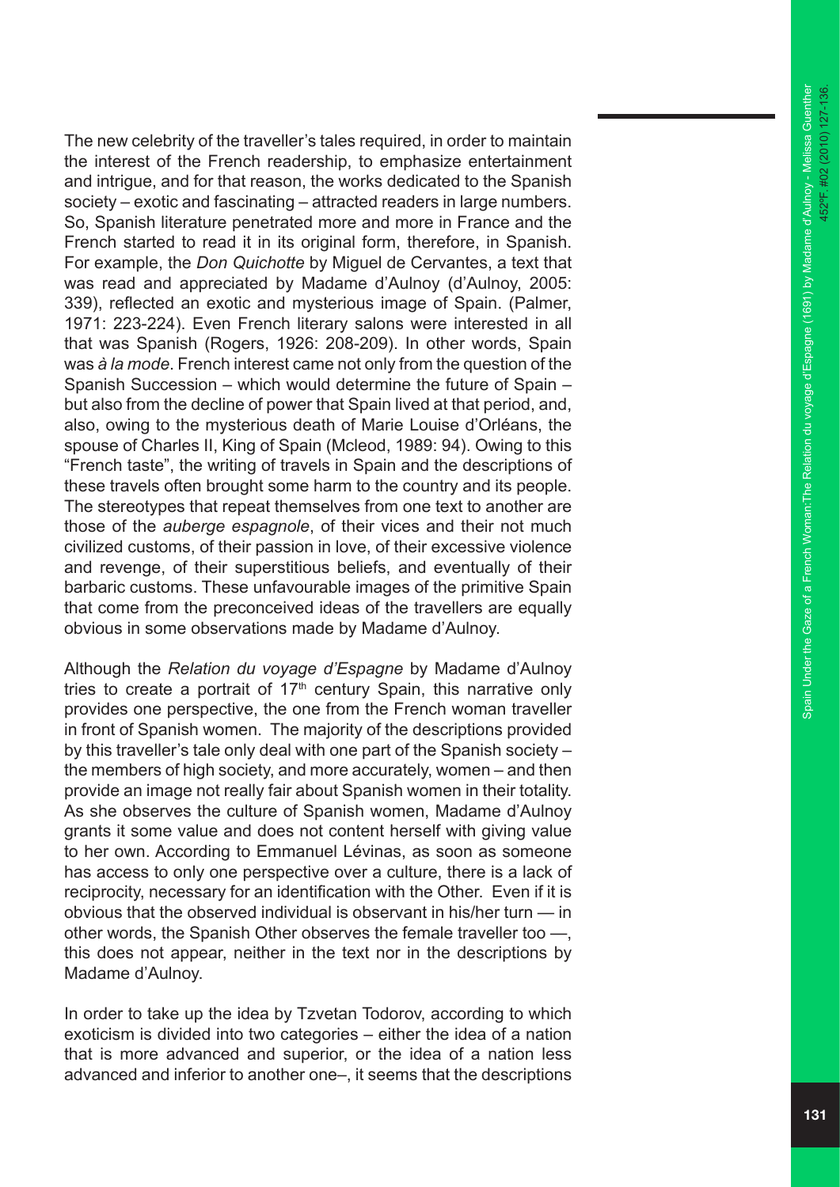The new celebrity of the traveller's tales required, in order to maintain the interest of the French readership, to emphasize entertainment and intrigue, and for that reason, the works dedicated to the Spanish society – exotic and fascinating – attracted readers in large numbers. So, Spanish literature penetrated more and more in France and the French started to read it in its original form, therefore, in Spanish. For example, the *Don Quichotte* by Miguel de Cervantes, a text that was read and appreciated by Madame d'Aulnoy (d'Aulnoy, 2005: 339), reflected an exotic and mysterious image of Spain. (Palmer, 1971: 223-224). Even French literary salons were interested in all that was Spanish (Rogers, 1926: 208-209). In other words, Spain was *à la mode*. French interest came not only from the question of the Spanish Succession – which would determine the future of Spain – but also from the decline of power that Spain lived at that period, and, also, owing to the mysterious death of Marie Louise d'Orléans, the spouse of Charles II, King of Spain (Mcleod, 1989: 94). Owing to this "French taste", the writing of travels in Spain and the descriptions of these travels often brought some harm to the country and its people. The stereotypes that repeat themselves from one text to another are those of the *auberge espagnole*, of their vices and their not much civilized customs, of their passion in love, of their excessive violence and revenge, of their superstitious beliefs, and eventually of their barbaric customs. These unfavourable images of the primitive Spain that come from the preconceived ideas of the travellers are equally obvious in some observations made by Madame d'Aulnoy.

Although the *Relation du voyage d'Espagne* by Madame d'Aulnoy tries to create a portrait of 17th century Spain, this narrative only provides one perspective, the one from the French woman traveller in front of Spanish women. The majority of the descriptions provided by this traveller's tale only deal with one part of the Spanish society – the members of high society, and more accurately, women – and then provide an image not really fair about Spanish women in their totality. As she observes the culture of Spanish women, Madame d'Aulnoy grants it some value and does not content herself with giving value to her own. According to Emmanuel Lévinas, as soon as someone has access to only one perspective over a culture, there is a lack of reciprocity, necessary for an identification with the Other. Even if it is obvious that the observed individual is observant in his/her turn — in other words, the Spanish Other observes the female traveller too —, this does not appear, neither in the text nor in the descriptions by Madame d'Aulnoy.

In order to take up the idea by Tzvetan Todorov, according to which exoticism is divided into two categories – either the idea of a nation that is more advanced and superior, or the idea of a nation less advanced and inferior to another one–, it seems that the descriptions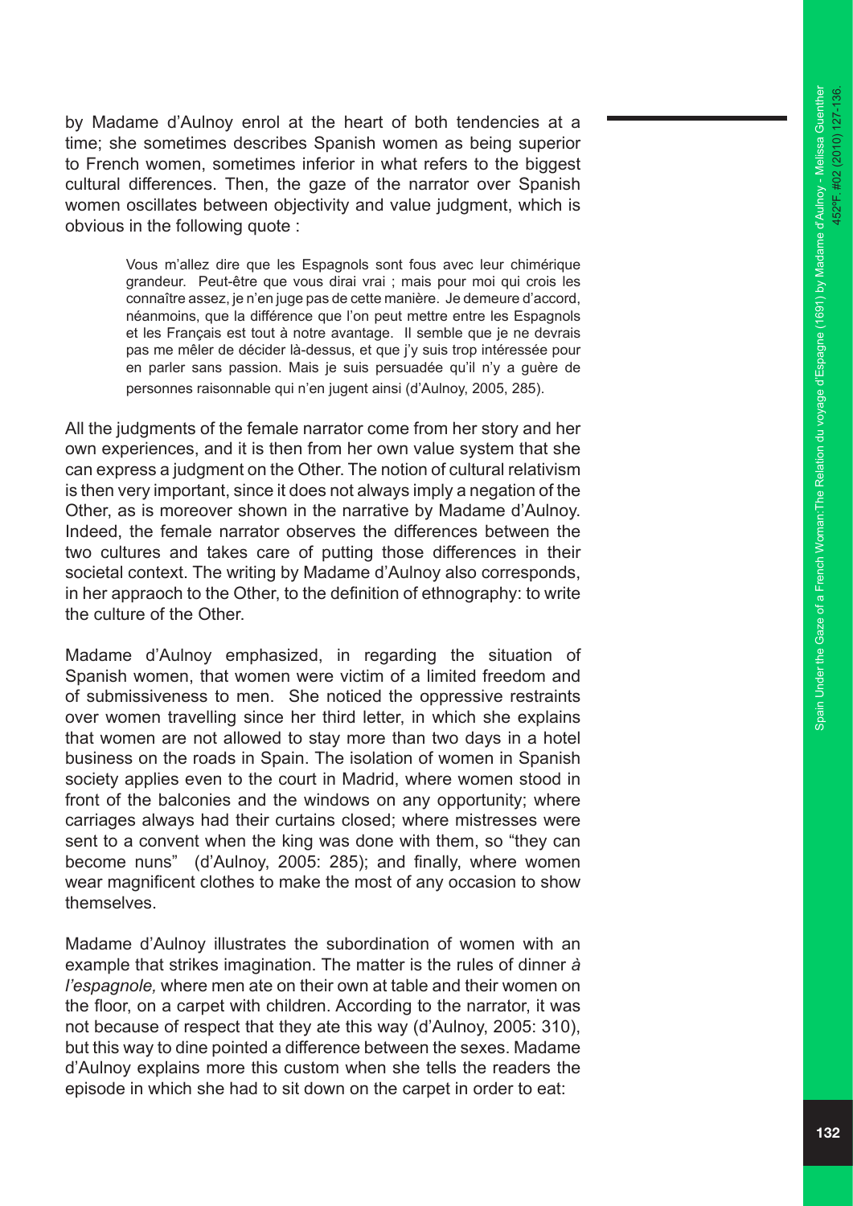by Madame d'Aulnoy enrol at the heart of both tendencies at a time; she sometimes describes Spanish women as being superior to French women, sometimes inferior in what refers to the biggest cultural differences. Then, the gaze of the narrator over Spanish women oscillates between objectivity and value judgment, which is obvious in the following quote :

> Vous m'allez dire que les Espagnols sont fous avec leur chimérique grandeur. Peut-être que vous dirai vrai ; mais pour moi qui crois les connaître assez, je n'en juge pas de cette manière. Je demeure d'accord, néanmoins, que la différence que l'on peut mettre entre les Espagnols et les Français est tout à notre avantage. Il semble que je ne devrais pas me mêler de décider là-dessus, et que j'y suis trop intéressée pour en parler sans passion. Mais je suis persuadée qu'il n'y a guère de personnes raisonnable qui n'en jugent ainsi (d'Aulnoy, 2005, 285).

All the judgments of the female narrator come from her story and her own experiences, and it is then from her own value system that she can express a judgment on the Other. The notion of cultural relativism is then very important, since it does not always imply a negation of the Other, as is moreover shown in the narrative by Madame d'Aulnoy. Indeed, the female narrator observes the differences between the two cultures and takes care of putting those differences in their societal context. The writing by Madame d'Aulnoy also corresponds, in her appraoch to the Other, to the definition of ethnography: to write the culture of the Other.

Madame d'Aulnoy emphasized, in regarding the situation of Spanish women, that women were victim of a limited freedom and of submissiveness to men. She noticed the oppressive restraints over women travelling since her third letter, in which she explains that women are not allowed to stay more than two days in a hotel business on the roads in Spain. The isolation of women in Spanish society applies even to the court in Madrid, where women stood in front of the balconies and the windows on any opportunity; where carriages always had their curtains closed; where mistresses were sent to a convent when the king was done with them, so "they can become nuns" (d'Aulnoy, 2005: 285); and finally, where women wear magnificent clothes to make the most of any occasion to show themselves.

Madame d'Aulnoy illustrates the subordination of women with an example that strikes imagination. The matter is the rules of dinner *à l'espagnole,* where men ate on their own at table and their women on the floor, on a carpet with children. According to the narrator, it was not because of respect that they ate this way (d'Aulnoy, 2005: 310), but this way to dine pointed a difference between the sexes. Madame d'Aulnoy explains more this custom when she tells the readers the episode in which she had to sit down on the carpet in order to eat: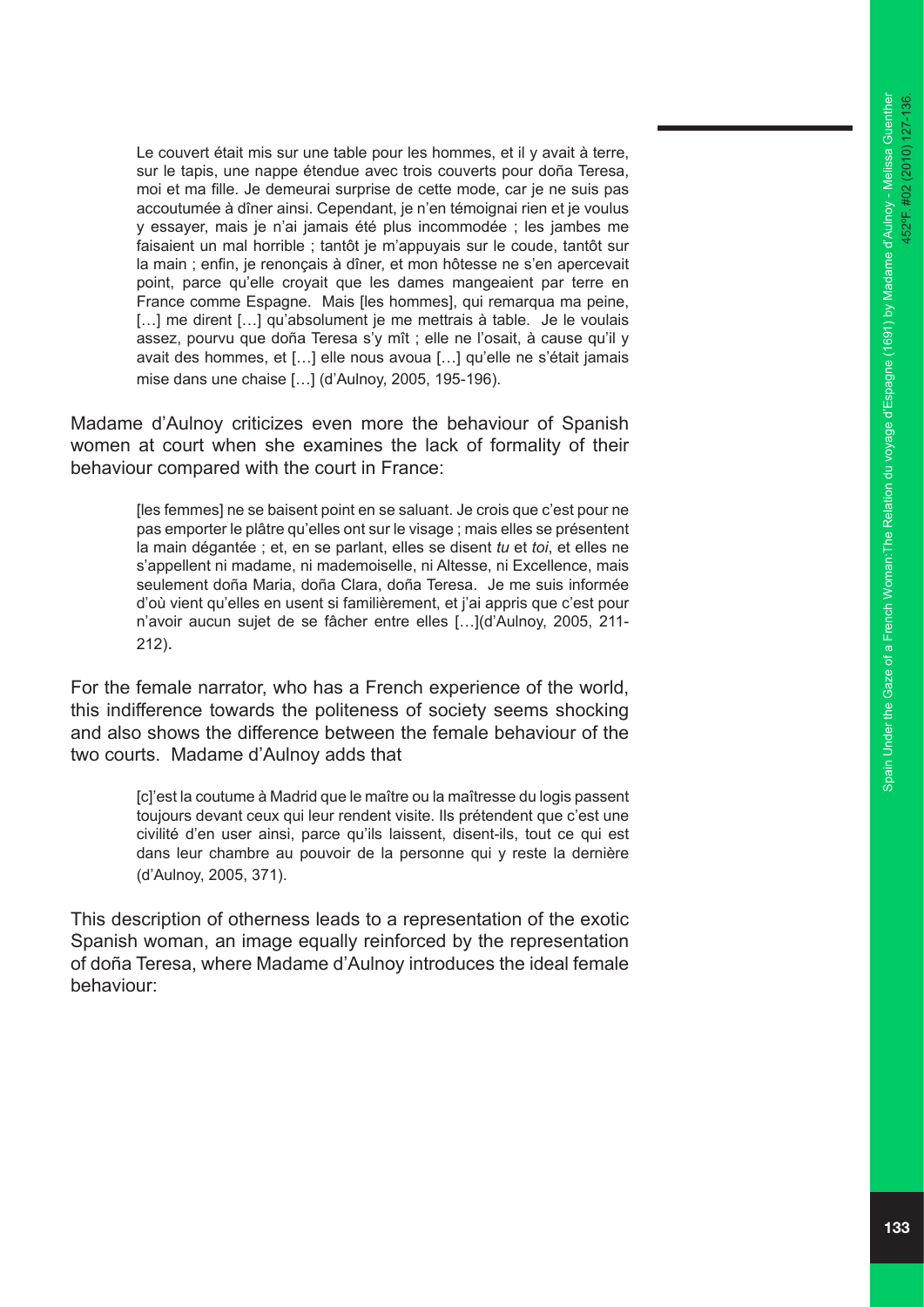> Le couvert était mis sur une table pour les hommes, et il y avait à terre, sur le tapis, une nappe étendue avec trois couverts pour doña Teresa, moi et ma fille. Je demeurai surprise de cette mode, car je ne suis pas accoutumée à dîner ainsi. Cependant, je n'en témoignai rien et je voulus y essayer, mais je n'ai jamais été plus incommodée ; les jambes me faisaient un mal horrible ; tantôt je m'appuyais sur le coude, tantôt sur la main ; enfin, je renonçais à dîner, et mon hôtesse ne s'en apercevait point, parce qu'elle croyait que les dames mangeaient par terre en France comme Espagne. Mais [les hommes], qui remarqua ma peine, […] me dirent […] qu'absolument je me mettrais à table. Je le voulais assez, pourvu que doña Teresa s'y mît ; elle ne l'osait, à cause qu'il y avait des hommes, et […] elle nous avoua […] qu'elle ne s'était jamais mise dans une chaise […] (d'Aulnoy, 2005, 195-196).

Madame d'Aulnoy criticizes even more the behaviour of Spanish women at court when she examines the lack of formality of their behaviour compared with the court in France:

> [les femmes] ne se baisent point en se saluant. Je crois que c'est pour ne pas emporter le plâtre qu'elles ont sur le visage ; mais elles se présentent la main dégantée ; et, en se parlant, elles se disent *tu* et *toi*, et elles ne s'appellent ni madame, ni mademoiselle, ni Altesse, ni Excellence, mais seulement doña Maria, doña Clara, doña Teresa. Je me suis informée d'où vient qu'elles en usent si familièrement, et j'ai appris que c'est pour n'avoir aucun sujet de se fâcher entre elles […](d'Aulnoy, 2005, 211-212).

For the female narrator, who has a French experience of the world, this indifference towards the politeness of society seems shocking and also shows the difference between the female behaviour of the two courts. Madame d'Aulnoy adds that

> [c]'est la coutume à Madrid que le maître ou la maîtresse du logis passent toujours devant ceux qui leur rendent visite. Ils prétendent que c'est une civilité d'en user ainsi, parce qu'ils laissent, disent-ils, tout ce qui est dans leur chambre au pouvoir de la personne qui y reste la dernière (d'Aulnoy, 2005, 371).

This description of otherness leads to a representation of the exotic Spanish woman, an image equally reinforced by the representation of doña Teresa, where Madame d'Aulnoy introduces the ideal female behaviour: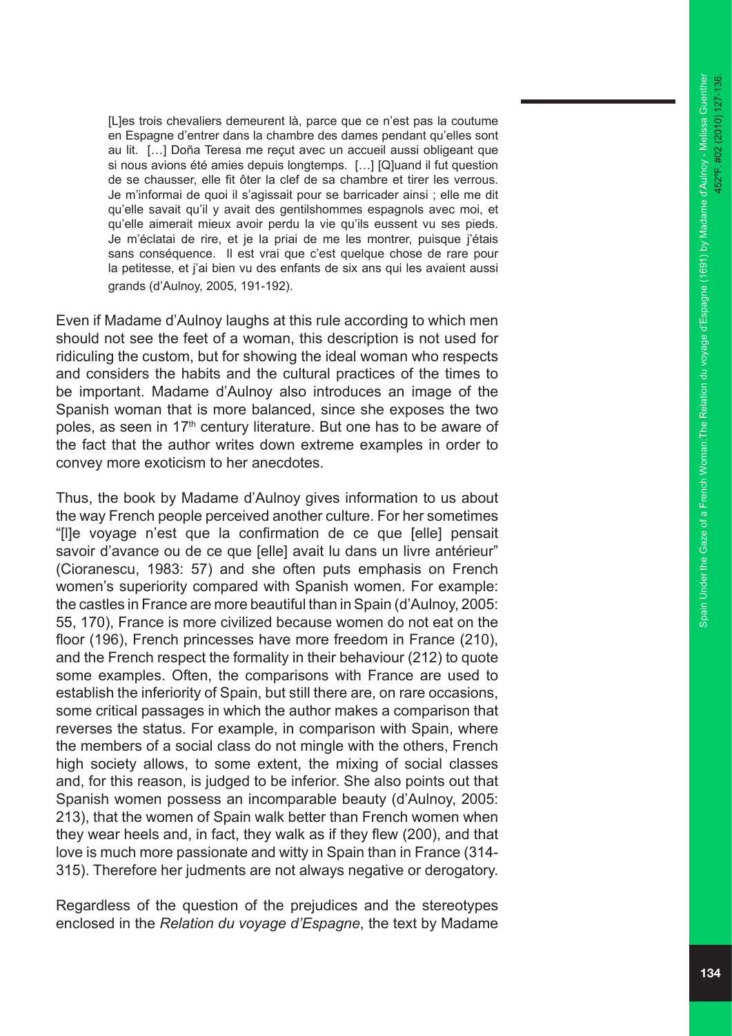> [L]es trois chevaliers demeurent là, parce que ce n'est pas la coutume en Espagne d'entrer dans la chambre des dames pendant qu'elles sont au lit. […] Doña Teresa me reçut avec un accueil aussi obligeant que si nous avions été amies depuis longtemps. […] [Q]uand il fut question de se chausser, elle fit ôter la clef de sa chambre et tirer les verrous. Je m'informai de quoi il s'agissait pour se barricader ainsi ; elle me dit qu'elle savait qu'il y avait des gentilshommes espagnols avec moi, et qu'elle aimerait mieux avoir perdu la vie qu'ils eussent vu ses pieds. Je m'éclatai de rire, et je la priai de me les montrer, puisque j'étais sans conséquence. Il est vrai que c'est quelque chose de rare pour la petitesse, et j'ai bien vu des enfants de six ans qui les avaient aussi grands (d'Aulnoy, 2005, 191-192).

Even if Madame d'Aulnoy laughs at this rule according to which men should not see the feet of a woman, this description is not used for ridiculing the custom, but for showing the ideal woman who respects and considers the habits and the cultural practices of the times to be important. Madame d'Aulnoy also introduces an image of the Spanish woman that is more balanced, since she exposes the two poles, as seen in 17th century literature. But one has to be aware of the fact that the author writes down extreme examples in order to convey more exoticism to her anecdotes.

Thus, the book by Madame d'Aulnoy gives information to us about the way French people perceived another culture. For her sometimes "[l]e voyage n'est que la confirmation de ce que [elle] pensait savoir d'avance ou de ce que [elle] avait lu dans un livre antérieur" (Cioranescu, 1983: 57) and she often puts emphasis on French women's superiority compared with Spanish women. For example: the castles in France are more beautiful than in Spain (d'Aulnoy, 2005: 55, 170), France is more civilized because women do not eat on the floor (196), French princesses have more freedom in France (210), and the French respect the formality in their behaviour (212) to quote some examples. Often, the comparisons with France are used to establish the inferiority of Spain, but still there are, on rare occasions, some critical passages in which the author makes a comparison that reverses the status. For example, in comparison with Spain, where the members of a social class do not mingle with the others, French high society allows, to some extent, the mixing of social classes and, for this reason, is judged to be inferior. She also points out that Spanish women possess an incomparable beauty (d'Aulnoy, 2005: 213), that the women of Spain walk better than French women when they wear heels and, in fact, they walk as if they flew (200), and that love is much more passionate and witty in Spain than in France (314-315). Therefore her judments are not always negative or derogatory.

Regardless of the question of the prejudices and the stereotypes enclosed in the *Relation du voyage d'Espagne*, the text by Madame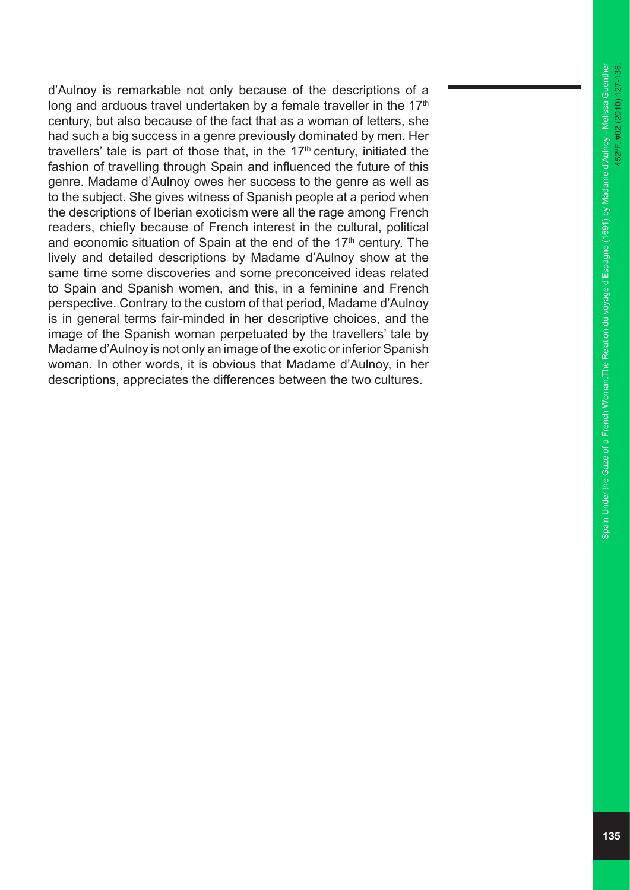d'Aulnoy is remarkable not only because of the descriptions of a long and arduous travel undertaken by a female traveller in the 17th century, but also because of the fact that as a woman of letters, she had such a big success in a genre previously dominated by men. Her travellers' tale is part of those that, in the 17th century, initiated the fashion of travelling through Spain and influenced the future of this genre. Madame d'Aulnoy owes her success to the genre as well as to the subject. She gives witness of Spanish people at a period when the descriptions of Iberian exoticism were all the rage among French readers, chiefly because of French interest in the cultural, political and economic situation of Spain at the end of the 17th century. The lively and detailed descriptions by Madame d'Aulnoy show at the same time some discoveries and some preconceived ideas related to Spain and Spanish women, and this, in a feminine and French perspective. Contrary to the custom of that period, Madame d'Aulnoy is in general terms fair-minded in her descriptive choices, and the image of the Spanish woman perpetuated by the travellers' tale by Madame d'Aulnoy is not only an image of the exotic or inferior Spanish woman. In other words, it is obvious that Madame d'Aulnoy, in her descriptions, appreciates the differences between the two cultures.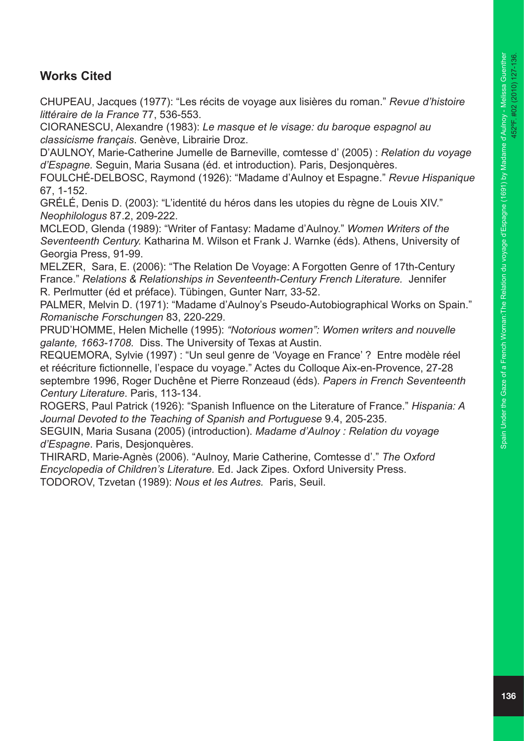## Works Cited

CHUPEAU, Jacques (1977): "Les récits de voyage aux lisières du roman." *Revue d'histoire littéraire de la France* 77, 536-553.

CIORANESCU, Alexandre (1983): *Le masque et le visage: du baroque espagnol au classicisme français*. Genève, Librairie Droz.

D'AULNOY, Marie-Catherine Jumelle de Barneville, comtesse d' (2005) : *Relation du voyage d'Espagne.* Seguin, Maria Susana (éd. et introduction). Paris, Desjonquères.

FOULCHÉ-DELBOSC, Raymond (1926): "Madame d'Aulnoy et Espagne." *Revue Hispanique* 67, 1-152.

GRÉLÉ, Denis D. (2003): "L'identité du héros dans les utopies du règne de Louis XIV." *Neophilologus* 87.2, 209-222.

MCLEOD, Glenda (1989): "Writer of Fantasy: Madame d'Aulnoy." *Women Writers of the Seventeenth Century.* Katharina M. Wilson et Frank J. Warnke (éds). Athens, University of Georgia Press, 91-99.

MELZER, Sara, E. (2006): "The Relation De Voyage: A Forgotten Genre of 17th-Century France." *Relations & Relationships in Seventeenth-Century French Literature.* Jennifer R. Perlmutter (éd et préface). Tübingen, Gunter Narr, 33-52.

PALMER, Melvin D. (1971): "Madame d'Aulnoy's Pseudo-Autobiographical Works on Spain." *Romanische Forschungen* 83, 220-229.

PRUD'HOMME, Helen Michelle (1995): *"Notorious women": Women writers and nouvelle galante, 1663-1708.* Diss. The University of Texas at Austin.

REQUEMORA, Sylvie (1997) : "Un seul genre de 'Voyage en France' ? Entre modèle réel et réécriture fictionnelle, l'espace du voyage." Actes du Colloque Aix-en-Provence, 27-28 septembre 1996, Roger Duchêne et Pierre Ronzeaud (éds). *Papers in French Seventeenth Century Literature*. Paris, 113-134.

ROGERS, Paul Patrick (1926): "Spanish Influence on the Literature of France." *Hispania: A Journal Devoted to the Teaching of Spanish and Portuguese* 9.4, 205-235.

SEGUIN, Maria Susana (2005) (introduction). *Madame d'Aulnoy : Relation du voyage d'Espagne*. Paris, Desjonquères.

THIRARD, Marie-Agnès (2006). "Aulnoy, Marie Catherine, Comtesse d'." *The Oxford Encyclopedia of Children's Literature.* Ed. Jack Zipes. Oxford University Press.

TODOROV, Tzvetan (1989): *Nous et les Autres.* Paris, Seuil.